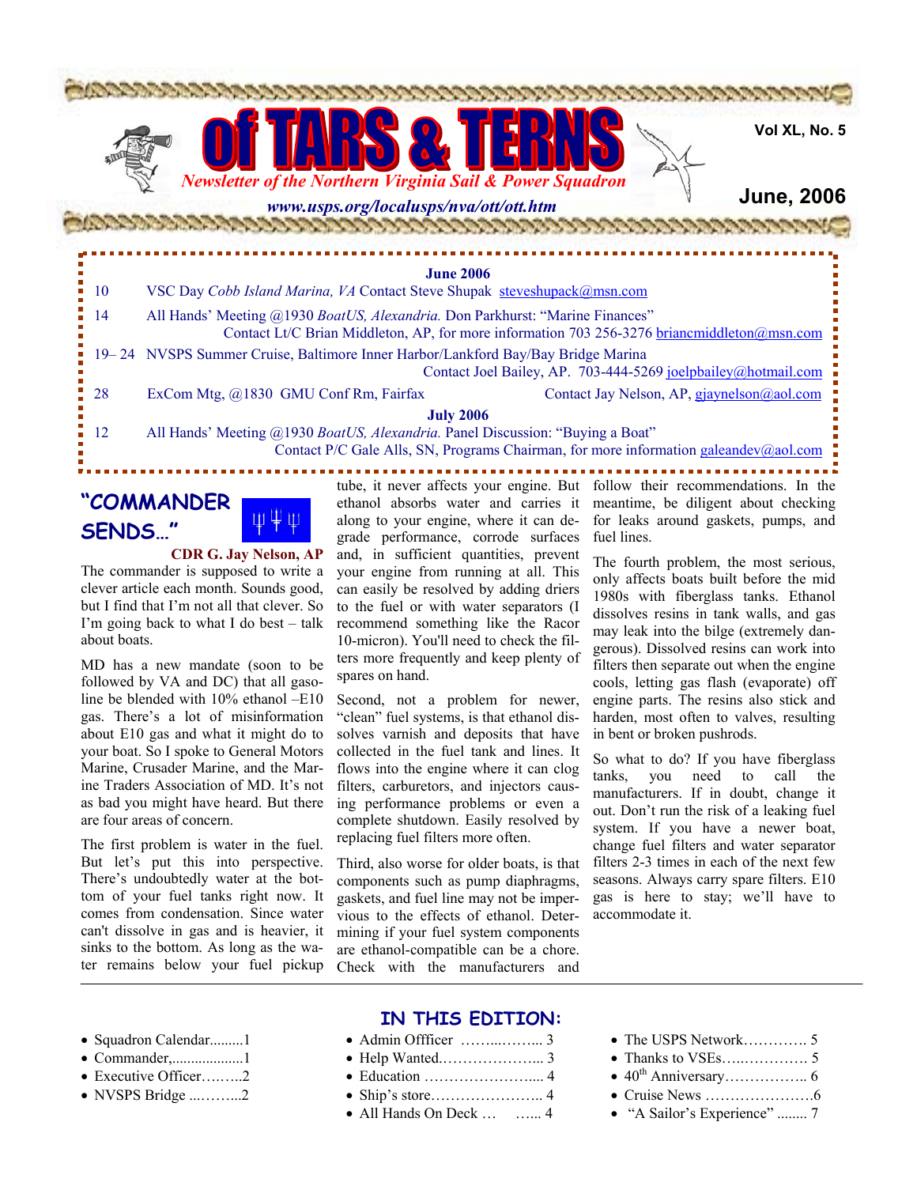# of TARS & TERNS

*Newsletter of the Northern Virginia Sail & Power Squadron*

***www.usps.org/localusps/nva/ott/ott.htm***

**Vol XL, No. 5**

**June, 2006**

| | |
|---|---|
| | **June 2006** |
| 10 | VSC Day *Cobb Island Marina, VA* Contact Steve Shupak steveshupack@msn.com |
| 14 | All Hands' Meeting @1930 *BoatUS, Alexandria.* Don Parkhurst: "Marine Finances" Contact Lt/C Brian Middleton, AP, for more information 703 256-3276 briancmiddleton@msn.com |
| 19– 24 | NVSPS Summer Cruise, Baltimore Inner Harbor/Lankford Bay/Bay Bridge Marina Contact Joel Bailey, AP. 703-444-5269 joelpbailey@hotmail.com |
| 28 | ExCom Mtg, @1830 GMU Conf Rm, Fairfax Contact Jay Nelson, AP, gjaynelson@aol.com |
| | **July 2006** |
| 12 | All Hands' Meeting @1930 *BoatUS, Alexandria.* Panel Discussion: "Buying a Boat" Contact P/C Gale Alls, SN, Programs Chairman, for more information galeandev@aol.com |

## "COMMANDER SENDS…"

**CDR G. Jay Nelson, AP**

The commander is supposed to write a clever article each month. Sounds good, but I find that I'm not all that clever. So I'm going back to what I do best – talk about boats.

MD has a new mandate (soon to be followed by VA and DC) that all gasoline be blended with 10% ethanol –E10 gas. There's a lot of misinformation about E10 gas and what it might do to your boat. So I spoke to General Motors Marine, Crusader Marine, and the Marine Traders Association of MD. It's not as bad you might have heard. But there are four areas of concern.

The first problem is water in the fuel. But let's put this into perspective. There's undoubtedly water at the bottom of your fuel tanks right now. It comes from condensation. Since water can't dissolve in gas and is heavier, it sinks to the bottom. As long as the water remains below your fuel pickup tube, it never affects your engine. But ethanol absorbs water and carries it along to your engine, where it can degrade performance, corrode surfaces and, in sufficient quantities, prevent your engine from running at all. This can easily be resolved by adding driers to the fuel or with water separators (I recommend something like the Racor 10-micron). You'll need to check the filters more frequently and keep plenty of spares on hand.

Second, not a problem for newer, "clean" fuel systems, is that ethanol dissolves varnish and deposits that have collected in the fuel tank and lines. It flows into the engine where it can clog filters, carburetors, and injectors causing performance problems or even a complete shutdown. Easily resolved by replacing fuel filters more often.

Third, also worse for older boats, is that components such as pump diaphragms, gaskets, and fuel line may not be impervious to the effects of ethanol. Determining if your fuel system components are ethanol-compatible can be a chore. Check with the manufacturers and follow their recommendations. In the meantime, be diligent about checking for leaks around gaskets, pumps, and fuel lines.

The fourth problem, the most serious, only affects boats built before the mid 1980s with fiberglass tanks. Ethanol dissolves resins in tank walls, and gas may leak into the bilge (extremely dangerous). Dissolved resins can work into filters then separate out when the engine cools, letting gas flash (evaporate) off engine parts. The resins also stick and harden, most often to valves, resulting in bent or broken pushrods.

So what to do? If you have fiberglass tanks, you need to call the manufacturers. If in doubt, change it out. Don't run the risk of a leaking fuel system. If you have a newer boat, change fuel filters and water separator filters 2-3 times in each of the next few seasons. Always carry spare filters. E10 gas is here to stay; we'll have to accommodate it.

## IN THIS EDITION:

- Squadron Calendar.........1
- Commander,...................1
- Executive Officer……...2
- NVSPS Bridge ...……...2
- Admin Offficer ……..……... 3
- Help Wanted.………………... 3
- Education ………………….... 4
- Ship's store………………….. 4
- All Hands On Deck … …... 4
- The USPS Network…………. 5
- Thanks to VSEs…..…………. 5
- 40th Anniversary…………….. 6
- Cruise News ………………….6
- "A Sailor's Experience" ........ 7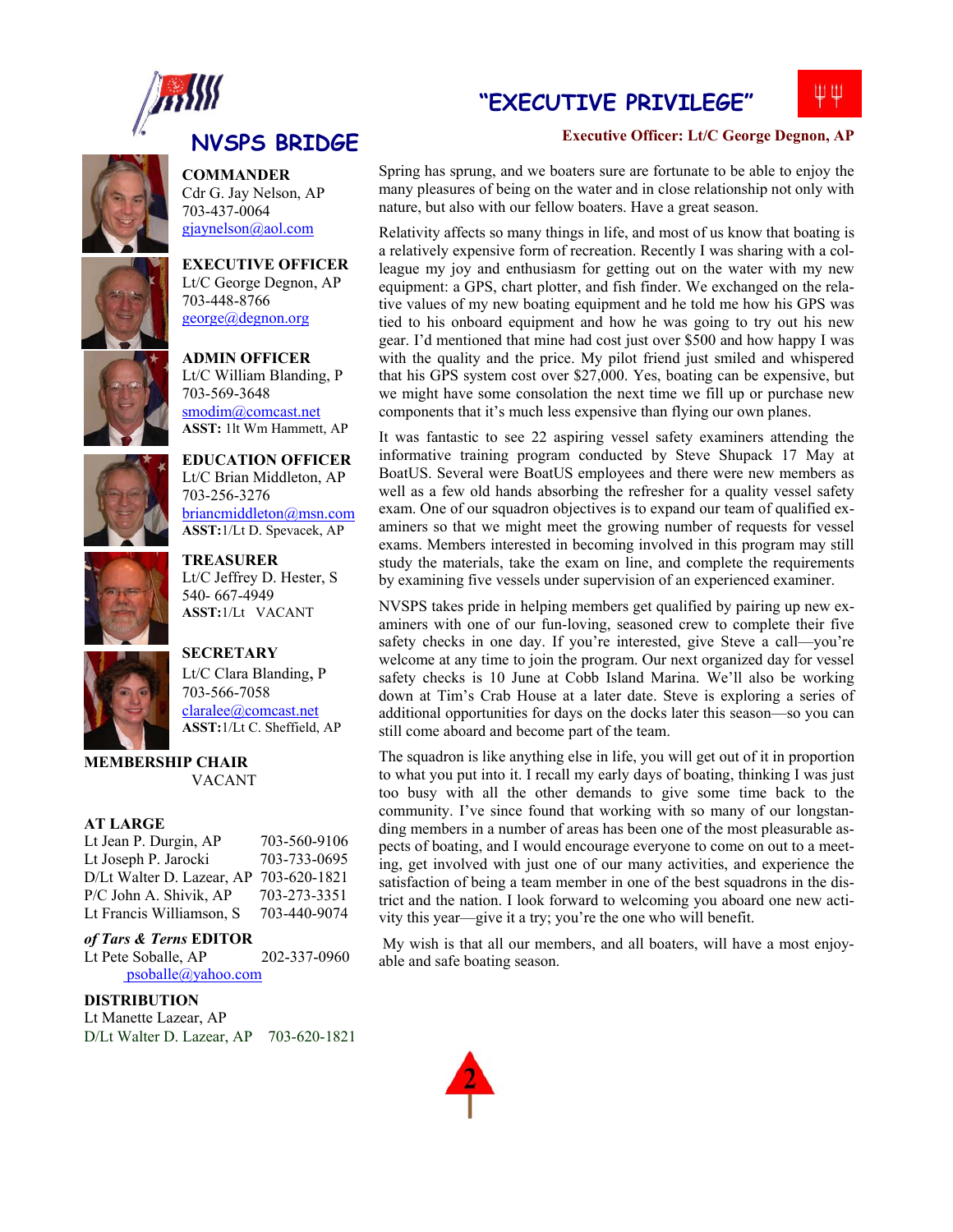## NVSPS BRIDGE

**COMMANDER**
Cdr G. Jay Nelson, AP
703-437-0064
gjaynelson@aol.com

**EXECUTIVE OFFICER**
Lt/C George Degnon, AP
703-448-8766
george@degnon.org

**ADMIN OFFICER**
Lt/C William Blanding, P
703-569-3648
smodim@comcast.net
**ASST:** 1lt Wm Hammett, AP

**EDUCATION OFFICER**
Lt/C Brian Middleton, AP
703-256-3276
briancmiddleton@msn.com
**ASST:**1/Lt D. Spevacek, AP

**TREASURER**
Lt/C Jeffrey D. Hester, S
540- 667-4949
**ASST:**1/Lt VACANT

**SECRETARY**
Lt/C Clara Blanding, P
703-566-7058
claralee@comcast.net
**ASST:**1/Lt C. Sheffield, AP

**MEMBERSHIP CHAIR**
VACANT

**AT LARGE**

| | |
|---|---|
| Lt Jean P. Durgin, AP | 703-560-9106 |
| Lt Joseph P. Jarocki | 703-733-0695 |
| D/Lt Walter D. Lazear, AP | 703-620-1821 |
| P/C John A. Shivik, AP | 703-273-3351 |
| Lt Francis Williamson, S | 703-440-9074 |

***of Tars & Terns* EDITOR**
Lt Pete Soballe, AP 202-337-0960
psoballe@yahoo.com

**DISTRIBUTION**
Lt Manette Lazear, AP
D/Lt Walter D. Lazear, AP 703-620-1821

## "EXECUTIVE PRIVILEGE"

**Executive Officer: Lt/C George Degnon, AP**

Spring has sprung, and we boaters sure are fortunate to be able to enjoy the many pleasures of being on the water and in close relationship not only with nature, but also with our fellow boaters. Have a great season.

Relativity affects so many things in life, and most of us know that boating is a relatively expensive form of recreation. Recently I was sharing with a colleague my joy and enthusiasm for getting out on the water with my new equipment: a GPS, chart plotter, and fish finder. We exchanged on the relative values of my new boating equipment and he told me how his GPS was tied to his onboard equipment and how he was going to try out his new gear. I'd mentioned that mine had cost just over $500 and how happy I was with the quality and the price. My pilot friend just smiled and whispered that his GPS system cost over $27,000. Yes, boating can be expensive, but we might have some consolation the next time we fill up or purchase new components that it's much less expensive than flying our own planes.

It was fantastic to see 22 aspiring vessel safety examiners attending the informative training program conducted by Steve Shupack 17 May at BoatUS. Several were BoatUS employees and there were new members as well as a few old hands absorbing the refresher for a quality vessel safety exam. One of our squadron objectives is to expand our team of qualified examiners so that we might meet the growing number of requests for vessel exams. Members interested in becoming involved in this program may still study the materials, take the exam on line, and complete the requirements by examining five vessels under supervision of an experienced examiner.

NVSPS takes pride in helping members get qualified by pairing up new examiners with one of our fun-loving, seasoned crew to complete their five safety checks in one day. If you're interested, give Steve a call—you're welcome at any time to join the program. Our next organized day for vessel safety checks is 10 June at Cobb Island Marina. We'll also be working down at Tim's Crab House at a later date. Steve is exploring a series of additional opportunities for days on the docks later this season—so you can still come aboard and become part of the team.

The squadron is like anything else in life, you will get out of it in proportion to what you put into it. I recall my early days of boating, thinking I was just too busy with all the other demands to give some time back to the community. I've since found that working with so many of our longstanding members in a number of areas has been one of the most pleasurable aspects of boating, and I would encourage everyone to come on out to a meeting, get involved with just one of our many activities, and experience the satisfaction of being a team member in one of the best squadrons in the district and the nation. I look forward to welcoming you aboard one new activity this year—give it a try; you're the one who will benefit.

My wish is that all our members, and all boaters, will have a most enjoyable and safe boating season.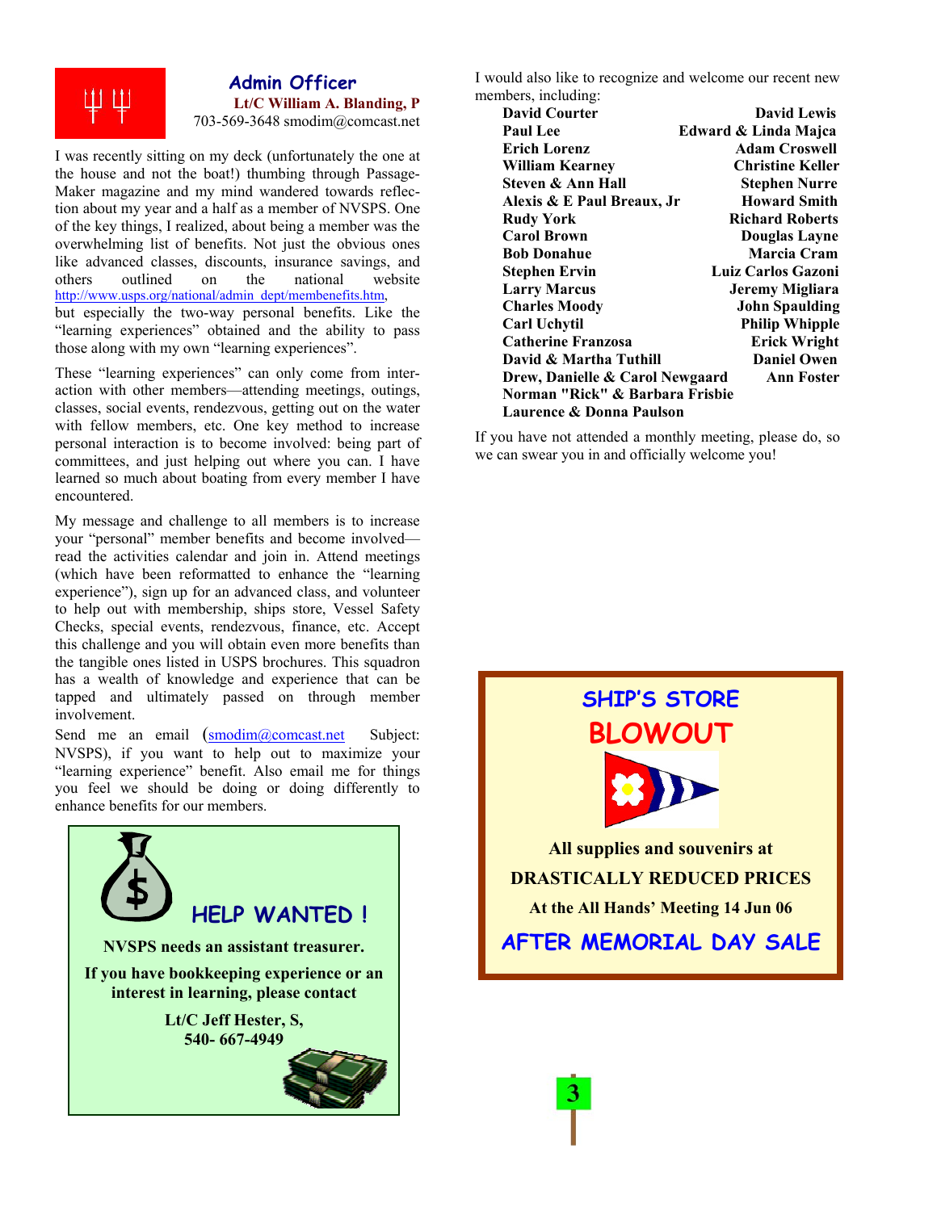## Admin Officer

**Lt/C William A. Blanding, P**
703-569-3648 smodim@comcast.net

I was recently sitting on my deck (unfortunately the one at the house and not the boat!) thumbing through Passage-Maker magazine and my mind wandered towards reflection about my year and a half as a member of NVSPS. One of the key things, I realized, about being a member was the overwhelming list of benefits. Not just the obvious ones like advanced classes, discounts, insurance savings, and others outlined on the national website http://www.usps.org/national/admin_dept/membenefits.htm, but especially the two-way personal benefits. Like the "learning experiences" obtained and the ability to pass those along with my own "learning experiences".

These "learning experiences" can only come from interaction with other members—attending meetings, outings, classes, social events, rendezvous, getting out on the water with fellow members, etc. One key method to increase personal interaction is to become involved: being part of committees, and just helping out where you can. I have learned so much about boating from every member I have encountered.

My message and challenge to all members is to increase your "personal" member benefits and become involved—read the activities calendar and join in. Attend meetings (which have been reformatted to enhance the "learning experience"), sign up for an advanced class, and volunteer to help out with membership, ships store, Vessel Safety Checks, special events, rendezvous, finance, etc. Accept this challenge and you will obtain even more benefits than the tangible ones listed in USPS brochures. This squadron has a wealth of knowledge and experience that can be tapped and ultimately passed on through member involvement.

Send me an email (smodim@comcast.net Subject: NVSPS), if you want to help out to maximize your "learning experience" benefit. Also email me for things you feel we should be doing or doing differently to enhance benefits for our members.

I would also like to recognize and welcome our recent new members, including:

**David Courter**
**David Lewis**
**Paul Lee**
**Edward & Linda Majca**
**Erich Lorenz**
**Adam Croswell**
**William Kearney**
**Christine Keller**
**Steven & Ann Hall**
**Stephen Nurre**
**Alexis & E Paul Breaux, Jr**
**Howard Smith**
**Rudy York**
**Richard Roberts**
**Carol Brown**
**Douglas Layne**
**Bob Donahue**
**Marcia Cram**
**Stephen Ervin**
**Luiz Carlos Gazoni**
**Larry Marcus**
**Jeremy Migliara**
**Charles Moody**
**John Spaulding**
**Carl Uchytil**
**Philip Whipple**
**Catherine Franzosa**
**Erick Wright**
**David & Martha Tuthill**
**Daniel Owen**
**Drew, Danielle & Carol Newgaard**
**Ann Foster**
**Norman "Rick" & Barbara Frisbie**
**Laurence & Donna Paulson**

If you have not attended a monthly meeting, please do, so we can swear you in and officially welcome you!

### HELP WANTED !

**NVSPS needs an assistant treasurer.**

**If you have bookkeeping experience or an interest in learning, please contact**

**Lt/C Jeff Hester, S,**
**540- 667-4949**

### SHIP'S STORE BLOWOUT

**All supplies and souvenirs at**

**DRASTICALLY REDUCED PRICES**

**At the All Hands' Meeting 14 Jun 06**

**AFTER MEMORIAL DAY SALE**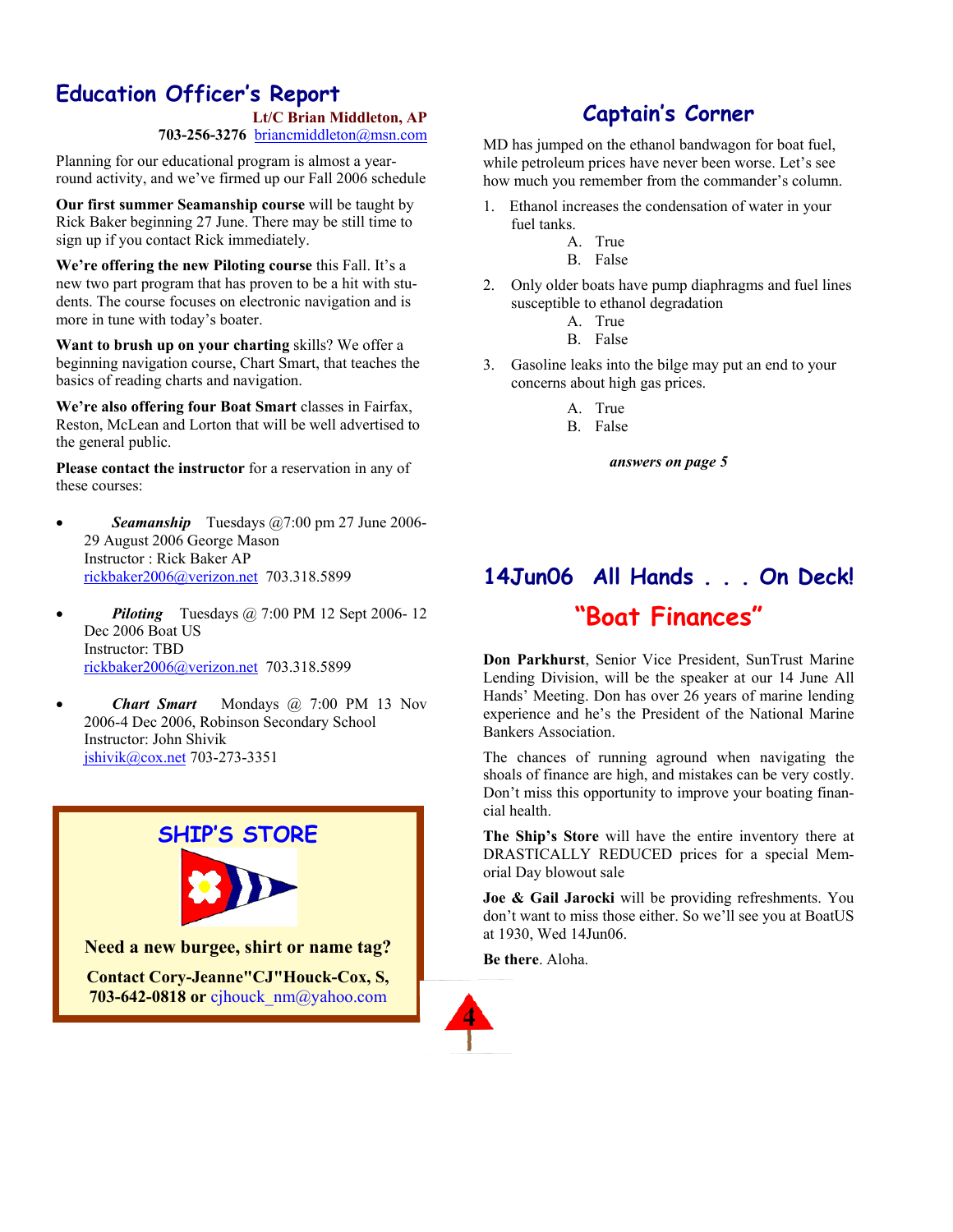## Education Officer's Report

**Lt/C Brian Middleton, AP**
**703-256-3276** briancmiddleton@msn.com

Planning for our educational program is almost a year-round activity, and we've firmed up our Fall 2006 schedule

**Our first summer Seamanship course** will be taught by Rick Baker beginning 27 June. There may be still time to sign up if you contact Rick immediately.

**We're offering the new Piloting course** this Fall. It's a new two part program that has proven to be a hit with students. The course focuses on electronic navigation and is more in tune with today's boater.

**Want to brush up on your charting** skills? We offer a beginning navigation course, Chart Smart, that teaches the basics of reading charts and navigation.

**We're also offering four Boat Smart** classes in Fairfax, Reston, McLean and Lorton that will be well advertised to the general public.

**Please contact the instructor** for a reservation in any of these courses:

- ***Seamanship*** Tuesdays @7:00 pm 27 June 2006-29 August 2006 George Mason
  Instructor : Rick Baker AP
  rickbaker2006@verizon.net 703.318.5899
- ***Piloting*** Tuesdays @ 7:00 PM 12 Sept 2006- 12 Dec 2006 Boat US
  Instructor: TBD
  rickbaker2006@verizon.net 703.318.5899
- ***Chart Smart*** Mondays @ 7:00 PM 13 Nov 2006-4 Dec 2006, Robinson Secondary School
  Instructor: John Shivik
  jshivik@cox.net 703-273-3351

## SHIP'S STORE

**Need a new burgee, shirt or name tag?**

**Contact Cory-Jeanne"CJ"Houck-Cox, S, 703-642-0818 or** cjhouck_nm@yahoo.com

## Captain's Corner

MD has jumped on the ethanol bandwagon for boat fuel, while petroleum prices have never been worse. Let's see how much you remember from the commander's column.

1. Ethanol increases the condensation of water in your fuel tanks.
   A. True
   B. False
2. Only older boats have pump diaphragms and fuel lines susceptible to ethanol degradation
   A. True
   B. False
3. Gasoline leaks into the bilge may put an end to your concerns about high gas prices.
   A. True
   B. False

***answers on page 5***

## 14Jun06 All Hands . . . On Deck!

## "Boat Finances"

**Don Parkhurst**, Senior Vice President, SunTrust Marine Lending Division, will be the speaker at our 14 June All Hands' Meeting. Don has over 26 years of marine lending experience and he's the President of the National Marine Bankers Association.

The chances of running aground when navigating the shoals of finance are high, and mistakes can be very costly. Don't miss this opportunity to improve your boating financial health.

**The Ship's Store** will have the entire inventory there at DRASTICALLY REDUCED prices for a special Memorial Day blowout sale

**Joe & Gail Jarocki** will be providing refreshments. You don't want to miss those either. So we'll see you at BoatUS at 1930, Wed 14Jun06.

**Be there**. Aloha.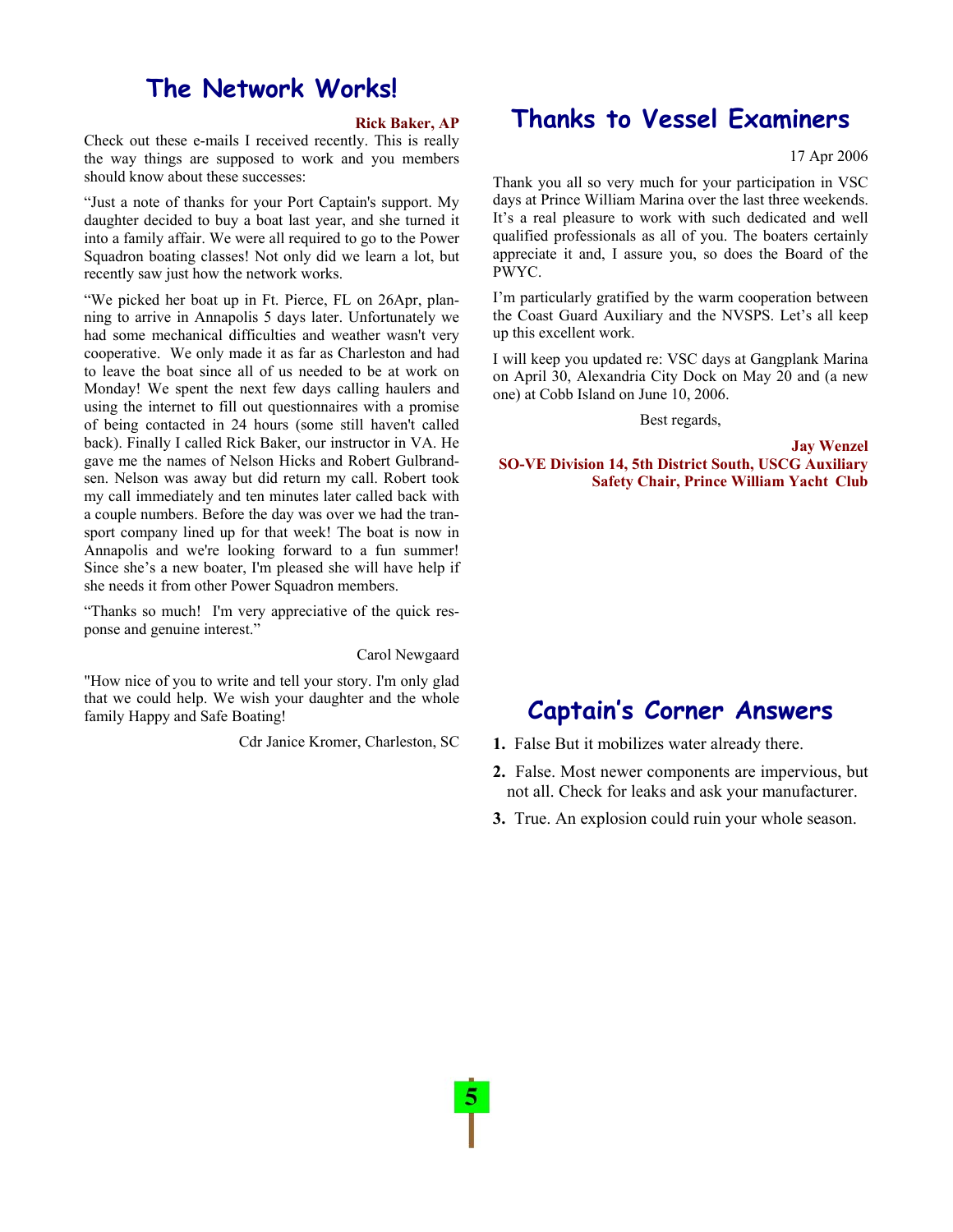## The Network Works!

**Rick Baker, AP**

Check out these e-mails I received recently. This is really the way things are supposed to work and you members should know about these successes:

"Just a note of thanks for your Port Captain's support. My daughter decided to buy a boat last year, and she turned it into a family affair. We were all required to go to the Power Squadron boating classes! Not only did we learn a lot, but recently saw just how the network works.

"We picked her boat up in Ft. Pierce, FL on 26Apr, planning to arrive in Annapolis 5 days later. Unfortunately we had some mechanical difficulties and weather wasn't very cooperative. We only made it as far as Charleston and had to leave the boat since all of us needed to be at work on Monday! We spent the next few days calling haulers and using the internet to fill out questionnaires with a promise of being contacted in 24 hours (some still haven't called back). Finally I called Rick Baker, our instructor in VA. He gave me the names of Nelson Hicks and Robert Gulbrandsen. Nelson was away but did return my call. Robert took my call immediately and ten minutes later called back with a couple numbers. Before the day was over we had the transport company lined up for that week! The boat is now in Annapolis and we're looking forward to a fun summer! Since she's a new boater, I'm pleased she will have help if she needs it from other Power Squadron members.

"Thanks so much! I'm very appreciative of the quick response and genuine interest."

Carol Newgaard

"How nice of you to write and tell your story. I'm only glad that we could help. We wish your daughter and the whole family Happy and Safe Boating!

Cdr Janice Kromer, Charleston, SC

## Thanks to Vessel Examiners

17 Apr 2006

Thank you all so very much for your participation in VSC days at Prince William Marina over the last three weekends. It's a real pleasure to work with such dedicated and well qualified professionals as all of you. The boaters certainly appreciate it and, I assure you, so does the Board of the PWYC.

I'm particularly gratified by the warm cooperation between the Coast Guard Auxiliary and the NVSPS. Let's all keep up this excellent work.

I will keep you updated re: VSC days at Gangplank Marina on April 30, Alexandria City Dock on May 20 and (a new one) at Cobb Island on June 10, 2006.

Best regards,

**Jay Wenzel**
**SO-VE Division 14, 5th District South, USCG Auxiliary**
**Safety Chair, Prince William Yacht Club**

## Captain's Corner Answers

1. False But it mobilizes water already there.
2. False. Most newer components are impervious, but not all. Check for leaks and ask your manufacturer.
3. True. An explosion could ruin your whole season.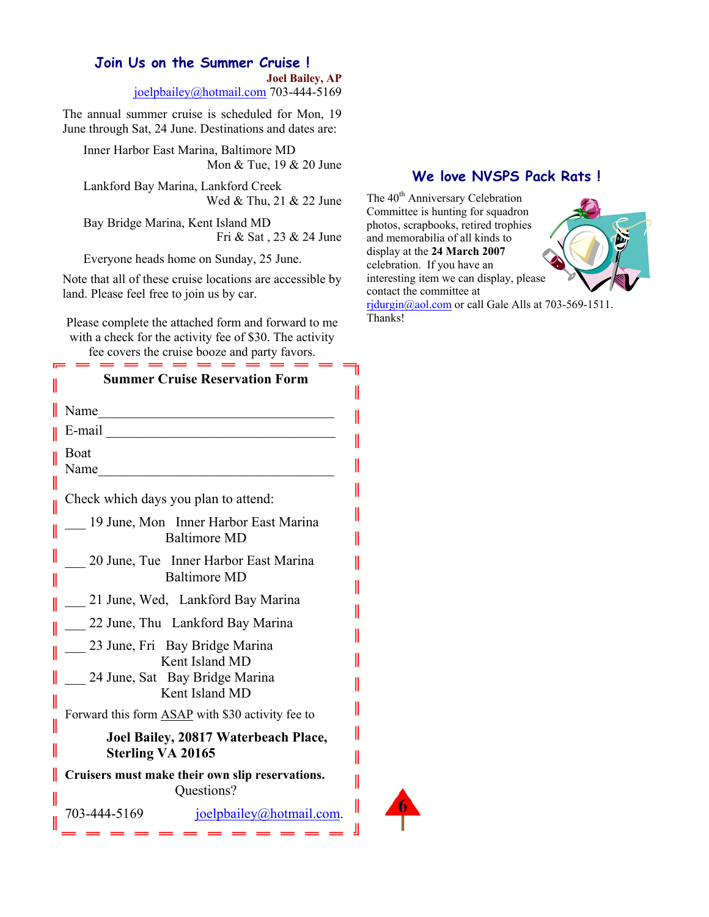## Join Us on the Summer Cruise !

**Joel Bailey, AP**
joelpbailey@hotmail.com 703-444-5169

The annual summer cruise is scheduled for Mon, 19 June through Sat, 24 June. Destinations and dates are:

Inner Harbor East Marina, Baltimore MD
Mon & Tue, 19 & 20 June

Lankford Bay Marina, Lankford Creek
Wed & Thu, 21 & 22 June

Bay Bridge Marina, Kent Island MD
Fri & Sat , 23 & 24 June

Everyone heads home on Sunday, 25 June.

Note that all of these cruise locations are accessible by land. Please feel free to join us by car.

Please complete the attached form and forward to me with a check for the activity fee of $30. The activity fee covers the cruise booze and party favors.

---

**Summer Cruise Reservation Form**

Name___________________________________

E-mail __________________________________

Boat Name_______________________________

Check which days you plan to attend:

___ 19 June, Mon Inner Harbor East Marina Baltimore MD

___ 20 June, Tue Inner Harbor East Marina Baltimore MD

___ 21 June, Wed, Lankford Bay Marina

___ 22 June, Thu Lankford Bay Marina

___ 23 June, Fri Bay Bridge Marina Kent Island MD

___ 24 June, Sat Bay Bridge Marina Kent Island MD

Forward this form ASAP with $30 activity fee to

**Joel Bailey, 20817 Waterbeach Place, Sterling VA 20165**

**Cruisers must make their own slip reservations.**
Questions?

703-444-5169 joelpbailey@hotmail.com.

---

## We love NVSPS Pack Rats !

The 40th Anniversary Celebration Committee is hunting for squadron photos, scrapbooks, retired trophies and memorabilia of all kinds to display at the **24 March 2007** celebration. If you have an interesting item we can display, please contact the committee at rjdurgin@aol.com or call Gale Alls at 703-569-1511. Thanks!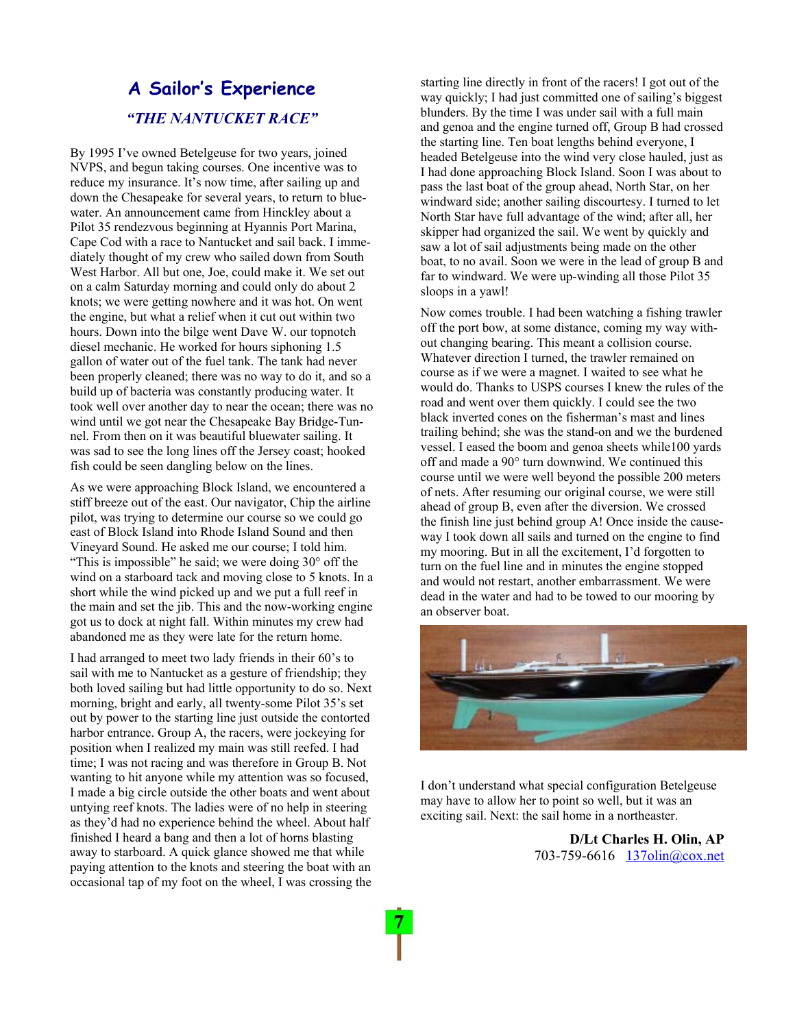# A Sailor's Experience

## *"THE NANTUCKET RACE"*

By 1995 I've owned Betelgeuse for two years, joined NVPS, and begun taking courses. One incentive was to reduce my insurance. It's now time, after sailing up and down the Chesapeake for several years, to return to bluewater. An announcement came from Hinckley about a Pilot 35 rendezvous beginning at Hyannis Port Marina, Cape Cod with a race to Nantucket and sail back. I immediately thought of my crew who sailed down from South West Harbor. All but one, Joe, could make it. We set out on a calm Saturday morning and could only do about 2 knots; we were getting nowhere and it was hot. On went the engine, but what a relief when it cut out within two hours. Down into the bilge went Dave W. our topnotch diesel mechanic. He worked for hours siphoning 1.5 gallon of water out of the fuel tank. The tank had never been properly cleaned; there was no way to do it, and so a build up of bacteria was constantly producing water. It took well over another day to near the ocean; there was no wind until we got near the Chesapeake Bay Bridge-Tunnel. From then on it was beautiful bluewater sailing. It was sad to see the long lines off the Jersey coast; hooked fish could be seen dangling below on the lines.

As we were approaching Block Island, we encountered a stiff breeze out of the east. Our navigator, Chip the airline pilot, was trying to determine our course so we could go east of Block Island into Rhode Island Sound and then Vineyard Sound. He asked me our course; I told him. "This is impossible" he said; we were doing 30° off the wind on a starboard tack and moving close to 5 knots. In a short while the wind picked up and we put a full reef in the main and set the jib. This and the now-working engine got us to dock at night fall. Within minutes my crew had abandoned me as they were late for the return home.

I had arranged to meet two lady friends in their 60's to sail with me to Nantucket as a gesture of friendship; they both loved sailing but had little opportunity to do so. Next morning, bright and early, all twenty-some Pilot 35's set out by power to the starting line just outside the contorted harbor entrance. Group A, the racers, were jockeying for position when I realized my main was still reefed. I had time; I was not racing and was therefore in Group B. Not wanting to hit anyone while my attention was so focused, I made a big circle outside the other boats and went about untying reef knots. The ladies were of no help in steering as they'd had no experience behind the wheel. About half finished I heard a bang and then a lot of horns blasting away to starboard. A quick glance showed me that while paying attention to the knots and steering the boat with an occasional tap of my foot on the wheel, I was crossing the starting line directly in front of the racers! I got out of the way quickly; I had just committed one of sailing's biggest blunders. By the time I was under sail with a full main and genoa and the engine turned off, Group B had crossed the starting line. Ten boat lengths behind everyone, I headed Betelgeuse into the wind very close hauled, just as I had done approaching Block Island. Soon I was about to pass the last boat of the group ahead, North Star, on her windward side; another sailing discourtesy. I turned to let North Star have full advantage of the wind; after all, her skipper had organized the sail. We went by quickly and saw a lot of sail adjustments being made on the other boat, to no avail. Soon we were in the lead of group B and far to windward. We were up-winding all those Pilot 35 sloops in a yawl!

Now comes trouble. I had been watching a fishing trawler off the port bow, at some distance, coming my way without changing bearing. This meant a collision course. Whatever direction I turned, the trawler remained on course as if we were a magnet. I waited to see what he would do. Thanks to USPS courses I knew the rules of the road and went over them quickly. I could see the two black inverted cones on the fisherman's mast and lines trailing behind; she was the stand-on and we the burdened vessel. I eased the boom and genoa sheets while100 yards off and made a 90° turn downwind. We continued this course until we were well beyond the possible 200 meters of nets. After resuming our original course, we were still ahead of group B, even after the diversion. We crossed the finish line just behind group A! Once inside the causeway I took down all sails and turned on the engine to find my mooring. But in all the excitement, I'd forgotten to turn on the fuel line and in minutes the engine stopped and would not restart, another embarrassment. We were dead in the water and had to be towed to our mooring by an observer boat.

I don't understand what special configuration Betelgeuse may have to allow her to point so well, but it was an exciting sail. Next: the sail home in a northeaster.

**D/Lt Charles H. Olin, AP**
703-759-6616 137olin@cox.net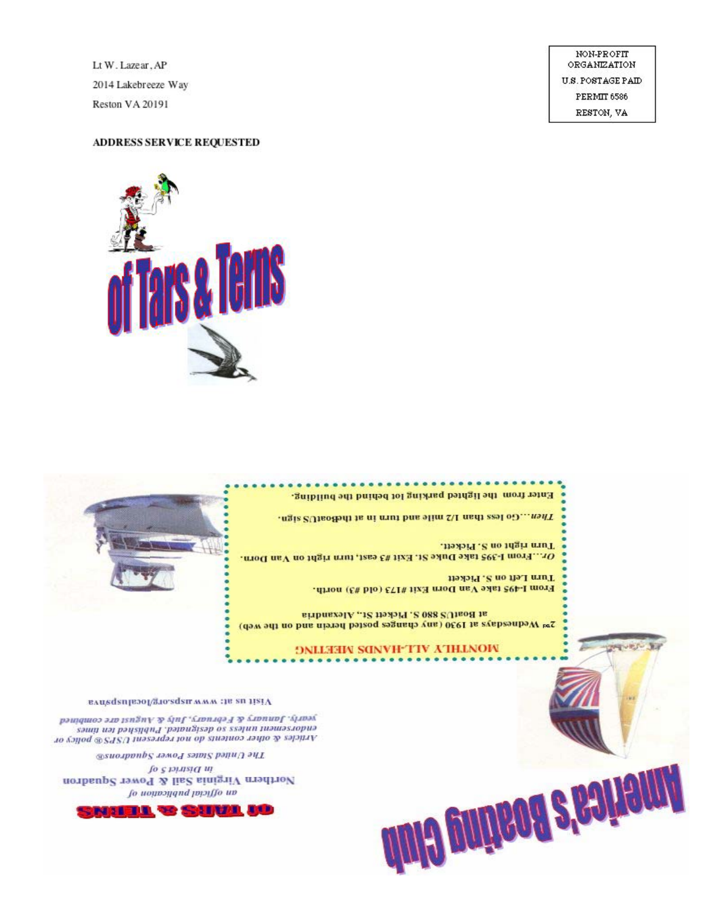Lt W. Lazear, AP

2014 Lakebreeze Way

Reston VA 20191

**ADDRESS SERVICE REQUESTED**

NON-PROFIT ORGANIZATION
U.S. POSTAGE PAID
PERMIT 6586
RESTON, VA

# of Tars & Terns

**MONTHLY ALL-HANDS MEETING**

2nd Wednesdays at 1930 (any changes posted herein and on the web) at BoatUS 880 S. Pickett St., Alexandria

From I-495 take Van Dorn Exit #173 (old #3) north.
Turn Left on S. Pickett

*Or*...From I-395 take Duke St. Exit #3 east, turn right on Van Dorn.
Turn right on S. Pickett.

*Then*...Go less than 1/2 mile and turn in at theBoatUS sign.

Enter from the lighted parking lot behind the building.

**of TARS & TERNS**

*an official publication of*

Northern Virginia Sail & Power Squadron

*in District of*

*The United States Power Squadrons®*

*Articles & other contents do not represent USPS® policy or endorsement unless so designated. Published ten times yearly. January & February, July & August are combined*

Visit us at: www.usps.org/localusps/nva

America's Boating Club